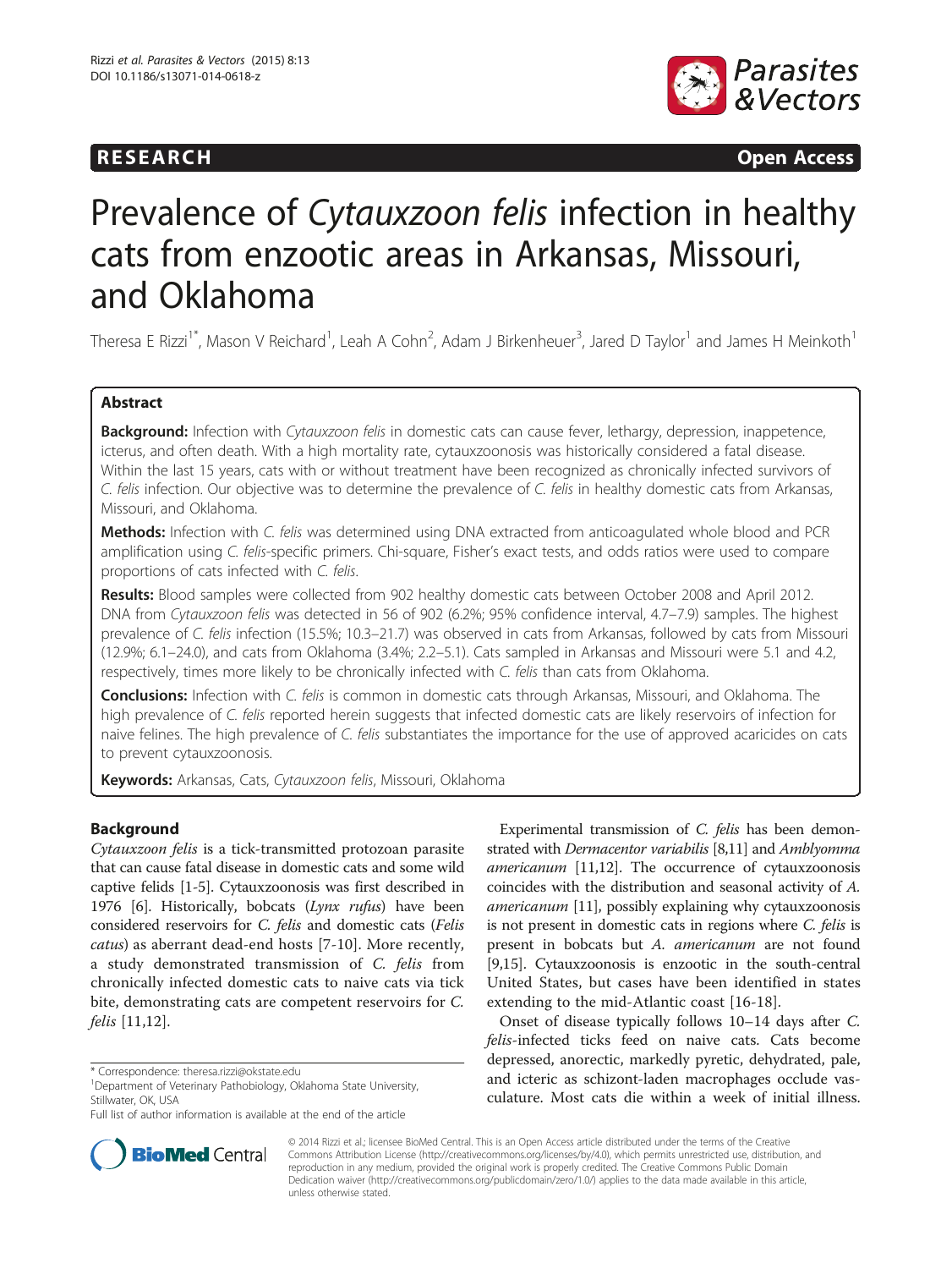RESEARCH Open Access

# Prevalence of *Cytauxzoon felis* infection in healthy cats from enzootic areas in Arkansas, Missouri, and Oklahoma

Theresa E Rizzi[1*], Mason V Reichard[1], Leah A Cohn[2], Adam J Birkenheuer[3], Jared D Taylor[1] and James H Meinkoth[1]

## Abstract

**Background:** Infection with *Cytauxzoon felis* in domestic cats can cause fever, lethargy, depression, inappetence, icterus, and often death. With a high mortality rate, cytauxzoonosis was historically considered a fatal disease. Within the last 15 years, cats with or without treatment have been recognized as chronically infected survivors of *C. felis* infection. Our objective was to determine the prevalence of *C. felis* in healthy domestic cats from Arkansas, Missouri, and Oklahoma.

**Methods:** Infection with *C. felis* was determined using DNA extracted from anticoagulated whole blood and PCR amplification using *C. felis*-specific primers. Chi-square, Fisher's exact tests, and odds ratios were used to compare proportions of cats infected with *C. felis*.

**Results:** Blood samples were collected from 902 healthy domestic cats between October 2008 and April 2012. DNA from *Cytauxzoon felis* was detected in 56 of 902 (6.2%; 95% confidence interval, 4.7–7.9) samples. The highest prevalence of *C. felis* infection (15.5%; 10.3–21.7) was observed in cats from Arkansas, followed by cats from Missouri (12.9%; 6.1–24.0), and cats from Oklahoma (3.4%; 2.2–5.1). Cats sampled in Arkansas and Missouri were 5.1 and 4.2, respectively, times more likely to be chronically infected with *C. felis* than cats from Oklahoma.

**Conclusions:** Infection with *C. felis* is common in domestic cats through Arkansas, Missouri, and Oklahoma. The high prevalence of *C. felis* reported herein suggests that infected domestic cats are likely reservoirs of infection for naive felines. The high prevalence of *C. felis* substantiates the importance for the use of approved acaricides on cats to prevent cytauxzoonosis.

**Keywords:** Arkansas, Cats, *Cytauxzoon felis*, Missouri, Oklahoma

## Background

*Cytauxzoon felis* is a tick-transmitted protozoan parasite that can cause fatal disease in domestic cats and some wild captive felids [1-5]. Cytauxzoonosis was first described in 1976 [6]. Historically, bobcats (*Lynx rufus*) have been considered reservoirs for *C. felis* and domestic cats (*Felis catus*) as aberrant dead-end hosts [7-10]. More recently, a study demonstrated transmission of *C. felis* from chronically infected domestic cats to naive cats via tick bite, demonstrating cats are competent reservoirs for *C. felis* [11,12].

Experimental transmission of *C. felis* has been demonstrated with *Dermacentor variabilis* [8,11] and *Amblyomma americanum* [11,12]. The occurrence of cytauxzoonosis coincides with the distribution and seasonal activity of *A. americanum* [11], possibly explaining why cytauxzoonosis is not present in domestic cats in regions where *C. felis* is present in bobcats but *A. americanum* are not found [9,15]. Cytauxzoonosis is enzootic in the south-central United States, but cases have been identified in states extending to the mid-Atlantic coast [16-18].

Onset of disease typically follows 10–14 days after *C. felis*-infected ticks feed on naive cats. Cats become depressed, anorectic, markedly pyretic, dehydrated, pale, and icteric as schizont-laden macrophages occlude vasculature. Most cats die within a week of initial illness.

\* Correspondence: theresa.rizzi@okstate.edu
[1]Department of Veterinary Pathobiology, Oklahoma State University, Stillwater, OK, USA
Full list of author information is available at the end of the article

© 2014 Rizzi et al.; licensee BioMed Central. This is an Open Access article distributed under the terms of the Creative Commons Attribution License (http://creativecommons.org/licenses/by/4.0), which permits unrestricted use, distribution, and reproduction in any medium, provided the original work is properly credited. The Creative Commons Public Domain Dedication waiver (http://creativecommons.org/publicdomain/zero/1.0/) applies to the data made available in this article, unless otherwise stated.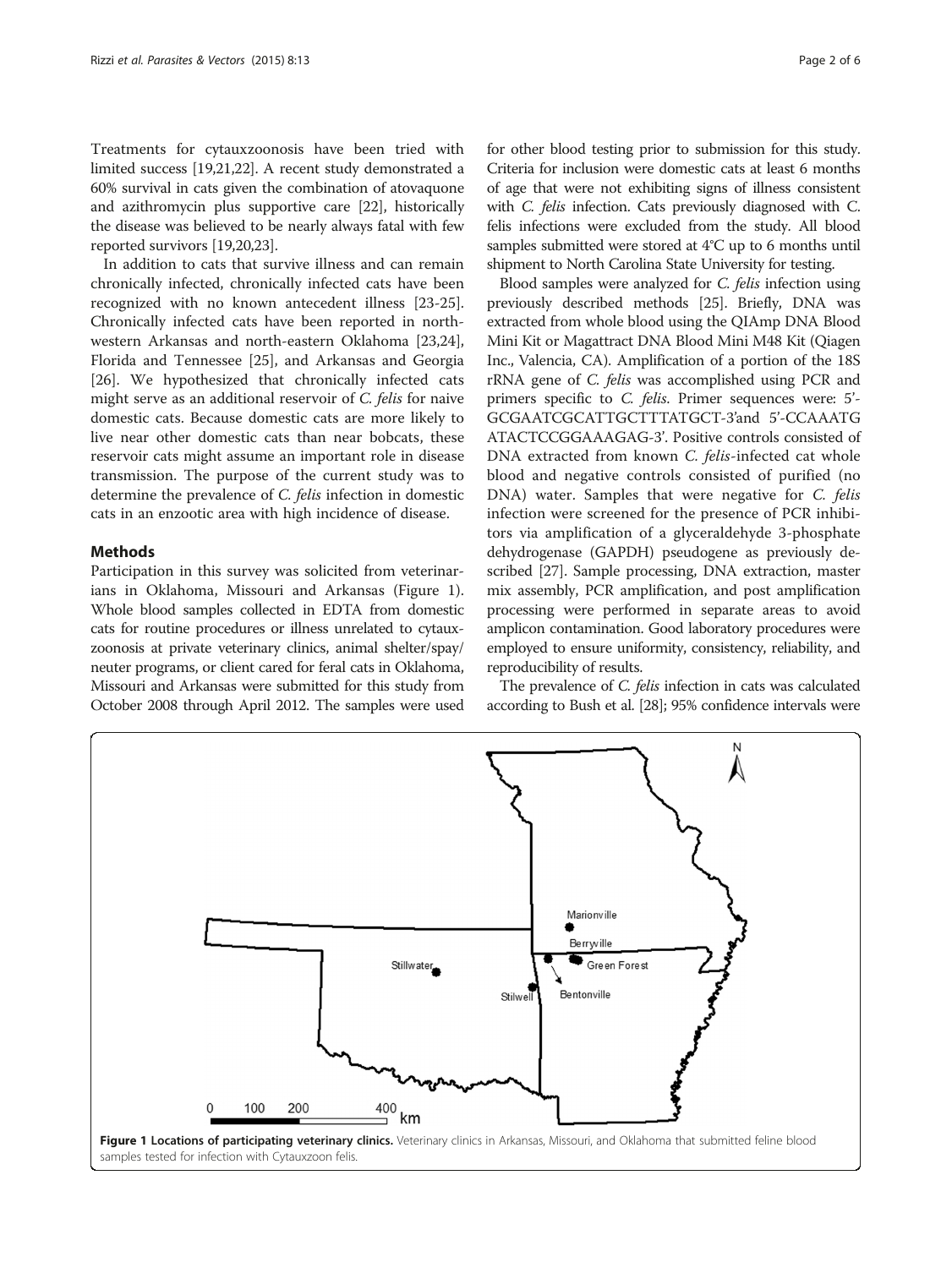Treatments for cytauxzoonosis have been tried with limited success [19,21,22]. A recent study demonstrated a 60% survival in cats given the combination of atovaquone and azithromycin plus supportive care [22], historically the disease was believed to be nearly always fatal with few reported survivors [19,20,23].

In addition to cats that survive illness and can remain chronically infected, chronically infected cats have been recognized with no known antecedent illness [23-25]. Chronically infected cats have been reported in north-western Arkansas and north-eastern Oklahoma [23,24], Florida and Tennessee [25], and Arkansas and Georgia [26]. We hypothesized that chronically infected cats might serve as an additional reservoir of *C. felis* for naive domestic cats. Because domestic cats are more likely to live near other domestic cats than near bobcats, these reservoir cats might assume an important role in disease transmission. The purpose of the current study was to determine the prevalence of *C. felis* infection in domestic cats in an enzootic area with high incidence of disease.

## Methods

Participation in this survey was solicited from veterinarians in Oklahoma, Missouri and Arkansas (Figure 1). Whole blood samples collected in EDTA from domestic cats for routine procedures or illness unrelated to cytauxzoonosis at private veterinary clinics, animal shelter/spay/neuter programs, or client cared for feral cats in Oklahoma, Missouri and Arkansas were submitted for this study from October 2008 through April 2012. The samples were used for other blood testing prior to submission for this study. Criteria for inclusion were domestic cats at least 6 months of age that were not exhibiting signs of illness consistent with *C. felis* infection. Cats previously diagnosed with C. felis infections were excluded from the study. All blood samples submitted were stored at 4°C up to 6 months until shipment to North Carolina State University for testing.

Blood samples were analyzed for *C. felis* infection using previously described methods [25]. Briefly, DNA was extracted from whole blood using the QIAmp DNA Blood Mini Kit or Magattract DNA Blood Mini M48 Kit (Qiagen Inc., Valencia, CA). Amplification of a portion of the 18S rRNA gene of *C. felis* was accomplished using PCR and primers specific to *C. felis*. Primer sequences were: 5'-GCGAATCGCATTGCTTTATGCT-3'and 5'-CCAAATG ATACTCCGGAAAGAG-3'. Positive controls consisted of DNA extracted from known *C. felis*-infected cat whole blood and negative controls consisted of purified (no DNA) water. Samples that were negative for *C. felis* infection were screened for the presence of PCR inhibitors via amplification of a glyceraldehyde 3-phosphate dehydrogenase (GAPDH) pseudogene as previously described [27]. Sample processing, DNA extraction, master mix assembly, PCR amplification, and post amplification processing were performed in separate areas to avoid amplicon contamination. Good laboratory procedures were employed to ensure uniformity, consistency, reliability, and reproducibility of results.

The prevalence of *C. felis* infection in cats was calculated according to Bush et al. [28]; 95% confidence intervals were

**Figure 1 Locations of participating veterinary clinics.** Veterinary clinics in Arkansas, Missouri, and Oklahoma that submitted feline blood samples tested for infection with Cytauxzoon felis.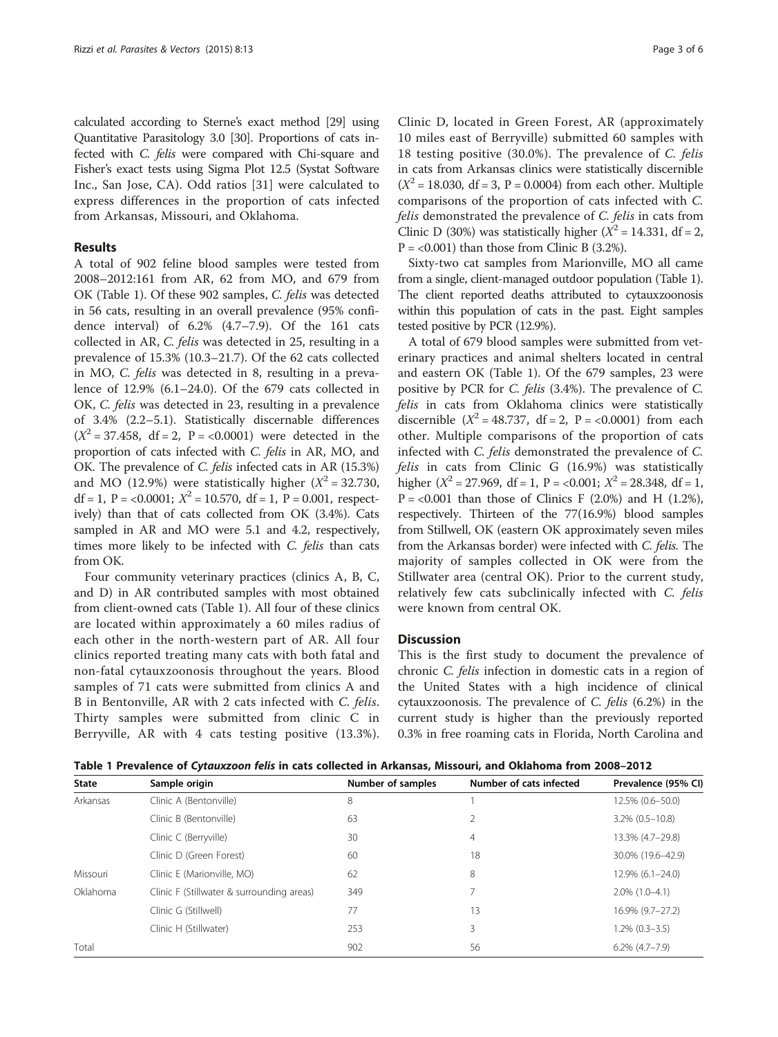calculated according to Sterne's exact method [29] using Quantitative Parasitology 3.0 [30]. Proportions of cats infected with *C. felis* were compared with Chi-square and Fisher's exact tests using Sigma Plot 12.5 (Systat Software Inc., San Jose, CA). Odd ratios [31] were calculated to express differences in the proportion of cats infected from Arkansas, Missouri, and Oklahoma.

## Results

A total of 902 feline blood samples were tested from 2008–2012:161 from AR, 62 from MO, and 679 from OK (Table 1). Of these 902 samples, *C. felis* was detected in 56 cats, resulting in an overall prevalence (95% confidence interval) of 6.2% (4.7–7.9). Of the 161 cats collected in AR, *C. felis* was detected in 25, resulting in a prevalence of 15.3% (10.3–21.7). Of the 62 cats collected in MO, *C. felis* was detected in 8, resulting in a prevalence of 12.9% (6.1–24.0). Of the 679 cats collected in OK, *C. felis* was detected in 23, resulting in a prevalence of 3.4% (2.2–5.1). Statistically discernable differences ($X^2 = 37.458$, df = 2, P = <0.0001) were detected in the proportion of cats infected with *C. felis* in AR, MO, and OK. The prevalence of *C. felis* infected cats in AR (15.3%) and MO (12.9%) were statistically higher ($X^2 = 32.730$, df = 1, P = <0.0001; $X^2 = 10.570$, df = 1, P = 0.001, respectively) than that of cats collected from OK (3.4%). Cats sampled in AR and MO were 5.1 and 4.2, respectively, times more likely to be infected with *C. felis* than cats from OK.

Four community veterinary practices (clinics A, B, C, and D) in AR contributed samples with most obtained from client-owned cats (Table 1). All four of these clinics are located within approximately a 60 miles radius of each other in the north-western part of AR. All four clinics reported treating many cats with both fatal and non-fatal cytauxzoonosis throughout the years. Blood samples of 71 cats were submitted from clinics A and B in Bentonville, AR with 2 cats infected with *C. felis*. Thirty samples were submitted from clinic C in Berryville, AR with 4 cats testing positive (13.3%). Clinic D, located in Green Forest, AR (approximately 10 miles east of Berryville) submitted 60 samples with 18 testing positive (30.0%). The prevalence of *C. felis* in cats from Arkansas clinics were statistically discernible ($X^2 = 18.030$, df = 3, P = 0.0004) from each other. Multiple comparisons of the proportion of cats infected with *C. felis* demonstrated the prevalence of *C. felis* in cats from Clinic D (30%) was statistically higher ($X^2 = 14.331$, df = 2, P = <0.001) than those from Clinic B (3.2%).

Sixty-two cat samples from Marionville, MO all came from a single, client-managed outdoor population (Table 1). The client reported deaths attributed to cytauxzoonosis within this population of cats in the past. Eight samples tested positive by PCR (12.9%).

A total of 679 blood samples were submitted from veterinary practices and animal shelters located in central and eastern OK (Table 1). Of the 679 samples, 23 were positive by PCR for *C. felis* (3.4%). The prevalence of *C. felis* in cats from Oklahoma clinics were statistically discernible ($X^2 = 48.737$, df = 2, P = <0.0001) from each other. Multiple comparisons of the proportion of cats infected with *C. felis* demonstrated the prevalence of *C. felis* in cats from Clinic G (16.9%) was statistically higher ($X^2 = 27.969$, df = 1, P = <0.001; $X^2 = 28.348$, df = 1, P = <0.001 than those of Clinics F (2.0%) and H (1.2%), respectively. Thirteen of the 77(16.9%) blood samples from Stillwell, OK (eastern OK approximately seven miles from the Arkansas border) were infected with *C. felis*. The majority of samples collected in OK were from the Stillwater area (central OK). Prior to the current study, relatively few cats subclinically infected with *C. felis* were known from central OK.

## Discussion

This is the first study to document the prevalence of chronic *C. felis* infection in domestic cats in a region of the United States with a high incidence of clinical cytauxzoonosis. The prevalence of *C. felis* (6.2%) in the current study is higher than the previously reported 0.3% in free roaming cats in Florida, North Carolina and

**Table 1 Prevalence of *Cytauxzoon felis* in cats collected in Arkansas, Missouri, and Oklahoma from 2008–2012**

| State | Sample origin | Number of samples | Number of cats infected | Prevalence (95% CI) |
|---|---|---|---|---|
| Arkansas | Clinic A (Bentonville) | 8 | 1 | 12.5% (0.6–50.0) |
| | Clinic B (Bentonville) | 63 | 2 | 3.2% (0.5–10.8) |
| | Clinic C (Berryville) | 30 | 4 | 13.3% (4.7–29.8) |
| | Clinic D (Green Forest) | 60 | 18 | 30.0% (19.6–42.9) |
| Missouri | Clinic E (Marionville, MO) | 62 | 8 | 12.9% (6.1–24.0) |
| Oklahoma | Clinic F (Stillwater & surrounding areas) | 349 | 7 | 2.0% (1.0–4.1) |
| | Clinic G (Stillwell) | 77 | 13 | 16.9% (9.7–27.2) |
| | Clinic H (Stillwater) | 253 | 3 | 1.2% (0.3–3.5) |
| Total | | 902 | 56 | 6.2% (4.7–7.9) |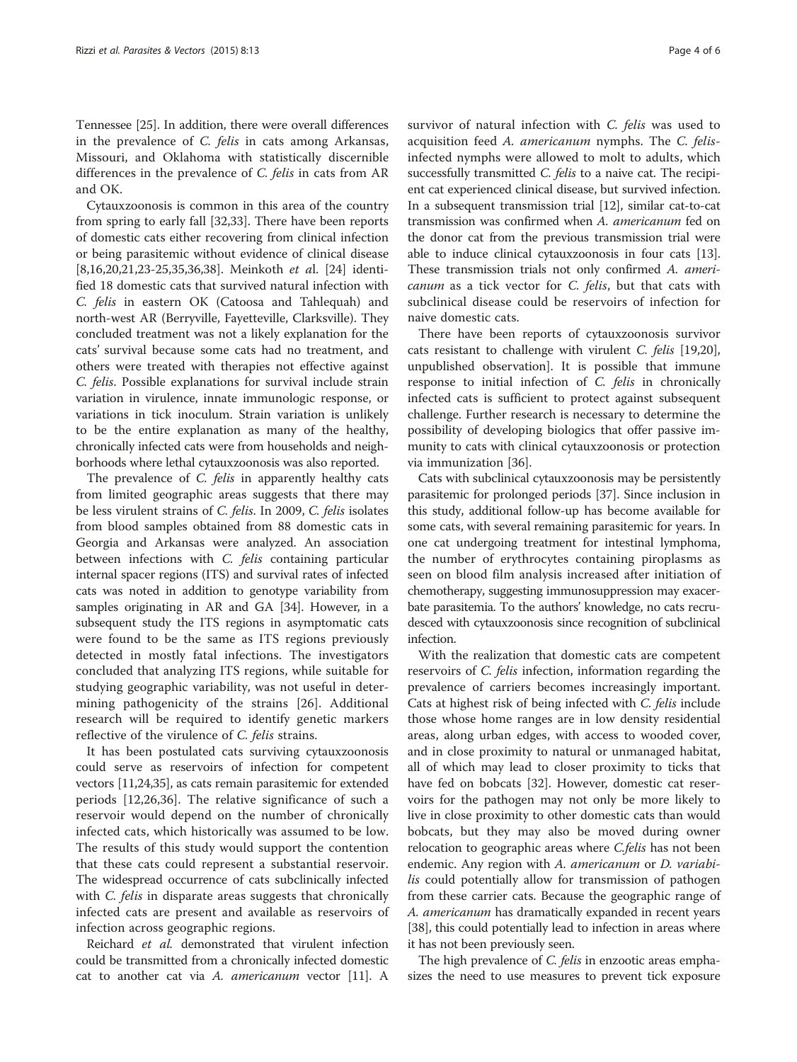Tennessee [25]. In addition, there were overall differences in the prevalence of *C. felis* in cats among Arkansas, Missouri, and Oklahoma with statistically discernible differences in the prevalence of *C. felis* in cats from AR and OK.

Cytauxzoonosis is common in this area of the country from spring to early fall [32,33]. There have been reports of domestic cats either recovering from clinical infection or being parasitemic without evidence of clinical disease [8,16,20,21,23-25,35,36,38]. Meinkoth *et a*l. [24] identified 18 domestic cats that survived natural infection with *C. felis* in eastern OK (Catoosa and Tahlequah) and north-west AR (Berryville, Fayetteville, Clarksville). They concluded treatment was not a likely explanation for the cats' survival because some cats had no treatment, and others were treated with therapies not effective against *C. felis*. Possible explanations for survival include strain variation in virulence, innate immunologic response, or variations in tick inoculum. Strain variation is unlikely to be the entire explanation as many of the healthy, chronically infected cats were from households and neighborhoods where lethal cytauxzoonosis was also reported.

The prevalence of *C. felis* in apparently healthy cats from limited geographic areas suggests that there may be less virulent strains of *C. felis*. In 2009, *C. felis* isolates from blood samples obtained from 88 domestic cats in Georgia and Arkansas were analyzed. An association between infections with *C. felis* containing particular internal spacer regions (ITS) and survival rates of infected cats was noted in addition to genotype variability from samples originating in AR and GA [34]. However, in a subsequent study the ITS regions in asymptomatic cats were found to be the same as ITS regions previously detected in mostly fatal infections. The investigators concluded that analyzing ITS regions, while suitable for studying geographic variability, was not useful in determining pathogenicity of the strains [26]. Additional research will be required to identify genetic markers reflective of the virulence of *C. felis* strains.

It has been postulated cats surviving cytauxzoonosis could serve as reservoirs of infection for competent vectors [11,24,35], as cats remain parasitemic for extended periods [12,26,36]. The relative significance of such a reservoir would depend on the number of chronically infected cats, which historically was assumed to be low. The results of this study would support the contention that these cats could represent a substantial reservoir. The widespread occurrence of cats subclinically infected with *C. felis* in disparate areas suggests that chronically infected cats are present and available as reservoirs of infection across geographic regions.

Reichard *et al.* demonstrated that virulent infection could be transmitted from a chronically infected domestic cat to another cat via *A. americanum* vector [11]. A survivor of natural infection with *C. felis* was used to acquisition feed *A. americanum* nymphs. The *C. felis*-infected nymphs were allowed to molt to adults, which successfully transmitted *C. felis* to a naive cat. The recipient cat experienced clinical disease, but survived infection. In a subsequent transmission trial [12], similar cat-to-cat transmission was confirmed when *A. americanum* fed on the donor cat from the previous transmission trial were able to induce clinical cytauxzoonosis in four cats [13]. These transmission trials not only confirmed *A. americanum* as a tick vector for *C. felis*, but that cats with subclinical disease could be reservoirs of infection for naive domestic cats.

There have been reports of cytauxzoonosis survivor cats resistant to challenge with virulent *C. felis* [19,20], unpublished observation]. It is possible that immune response to initial infection of *C. felis* in chronically infected cats is sufficient to protect against subsequent challenge. Further research is necessary to determine the possibility of developing biologics that offer passive immunity to cats with clinical cytauxzoonosis or protection via immunization [36].

Cats with subclinical cytauxzoonosis may be persistently parasitemic for prolonged periods [37]. Since inclusion in this study, additional follow-up has become available for some cats, with several remaining parasitemic for years. In one cat undergoing treatment for intestinal lymphoma, the number of erythrocytes containing piroplasms as seen on blood film analysis increased after initiation of chemotherapy, suggesting immunosuppression may exacerbate parasitemia. To the authors' knowledge, no cats recrudesced with cytauxzoonosis since recognition of subclinical infection.

With the realization that domestic cats are competent reservoirs of *C. felis* infection, information regarding the prevalence of carriers becomes increasingly important. Cats at highest risk of being infected with *C. felis* include those whose home ranges are in low density residential areas, along urban edges, with access to wooded cover, and in close proximity to natural or unmanaged habitat, all of which may lead to closer proximity to ticks that have fed on bobcats [32]. However, domestic cat reservoirs for the pathogen may not only be more likely to live in close proximity to other domestic cats than would bobcats, but they may also be moved during owner relocation to geographic areas where *C.felis* has not been endemic. Any region with *A. americanum* or *D. variabilis* could potentially allow for transmission of pathogen from these carrier cats. Because the geographic range of *A. americanum* has dramatically expanded in recent years [38], this could potentially lead to infection in areas where it has not been previously seen.

The high prevalence of *C. felis* in enzootic areas emphasizes the need to use measures to prevent tick exposure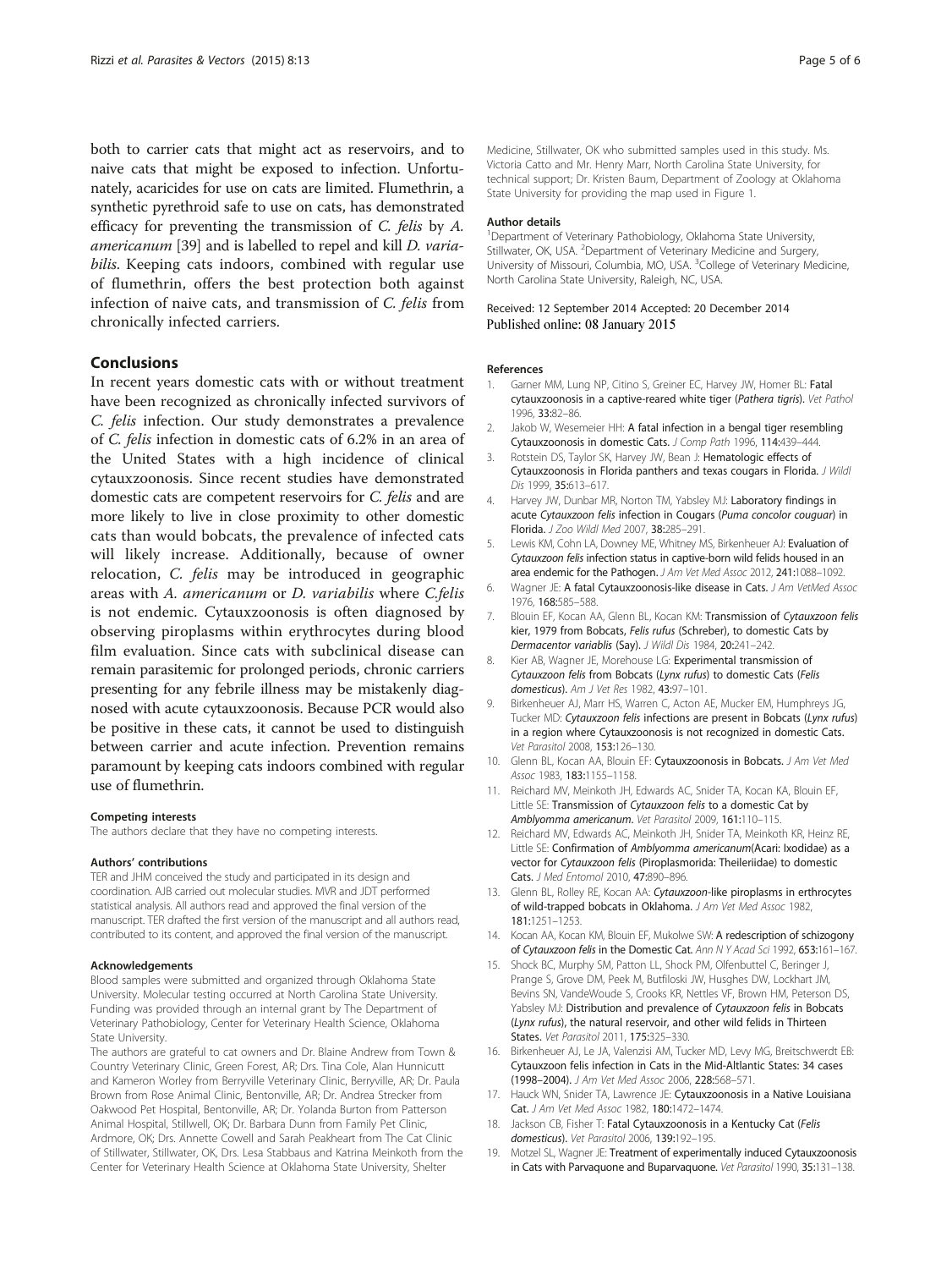both to carrier cats that might act as reservoirs, and to naive cats that might be exposed to infection. Unfortunately, acaricides for use on cats are limited. Flumethrin, a synthetic pyrethroid safe to use on cats, has demonstrated efficacy for preventing the transmission of *C. felis* by *A. americanum* [39] and is labelled to repel and kill *D. variabilis*. Keeping cats indoors, combined with regular use of flumethrin, offers the best protection both against infection of naive cats, and transmission of *C. felis* from chronically infected carriers.

## Conclusions

In recent years domestic cats with or without treatment have been recognized as chronically infected survivors of *C. felis* infection. Our study demonstrates a prevalence of *C. felis* infection in domestic cats of 6.2% in an area of the United States with a high incidence of clinical cytauxzoonosis. Since recent studies have demonstrated domestic cats are competent reservoirs for *C. felis* and are more likely to live in close proximity to other domestic cats than would bobcats, the prevalence of infected cats will likely increase. Additionally, because of owner relocation, *C. felis* may be introduced in geographic areas with *A. americanum* or *D. variabilis* where *C.felis* is not endemic. Cytauxzoonosis is often diagnosed by observing piroplasms within erythrocytes during blood film evaluation. Since cats with subclinical disease can remain parasitemic for prolonged periods, chronic carriers presenting for any febrile illness may be mistakenly diagnosed with acute cytauxzoonosis. Because PCR would also be positive in these cats, it cannot be used to distinguish between carrier and acute infection. Prevention remains paramount by keeping cats indoors combined with regular use of flumethrin.

#### Competing interests

The authors declare that they have no competing interests.

#### Authors' contributions

TER and JHM conceived the study and participated in its design and coordination. AJB carried out molecular studies. MVR and JDT performed statistical analysis. All authors read and approved the final version of the manuscript. TER drafted the first version of the manuscript and all authors read, contributed to its content, and approved the final version of the manuscript.

#### Acknowledgements

Blood samples were submitted and organized through Oklahoma State University. Molecular testing occurred at North Carolina State University. Funding was provided through an internal grant by The Department of Veterinary Pathobiology, Center for Veterinary Health Science, Oklahoma State University.

The authors are grateful to cat owners and Dr. Blaine Andrew from Town & Country Veterinary Clinic, Green Forest, AR; Drs. Tina Cole, Alan Hunnicutt and Kameron Worley from Berryville Veterinary Clinic, Berryville, AR; Dr. Paula Brown from Rose Animal Clinic, Bentonville, AR; Dr. Andrea Strecker from Oakwood Pet Hospital, Bentonville, AR; Dr. Yolanda Burton from Patterson Animal Hospital, Stillwell, OK; Dr. Barbara Dunn from Family Pet Clinic, Ardmore, OK; Drs. Annette Cowell and Sarah Peakheart from The Cat Clinic of Stillwater, Stillwater, OK, Drs. Lesa Stabbaus and Katrina Meinkoth from the Center for Veterinary Health Science at Oklahoma State University, Shelter Medicine, Stillwater, OK who submitted samples used in this study. Ms. Victoria Catto and Mr. Henry Marr, North Carolina State University, for technical support; Dr. Kristen Baum, Department of Zoology at Oklahoma State University for providing the map used in Figure 1.

#### Author details

[1]Department of Veterinary Pathobiology, Oklahoma State University, Stillwater, OK, USA. [2]Department of Veterinary Medicine and Surgery, University of Missouri, Columbia, MO, USA. [3]College of Veterinary Medicine, North Carolina State University, Raleigh, NC, USA.

Received: 12 September 2014 Accepted: 20 December 2014
Published online: 08 January 2015

#### References

1. Garner MM, Lung NP, Citino S, Greiner EC, Harvey JW, Homer BL: Fatal cytauxzoonosis in a captive-reared white tiger (*Pathera tigris*). *Vet Pathol* 1996, 33:82–86.
2. Jakob W, Wesemeier HH: A fatal infection in a bengal tiger resembling Cytauxzoonosis in domestic Cats. *J Comp Path* 1996, 114:439–444.
3. Rotstein DS, Taylor SK, Harvey JW, Bean J: Hematologic effects of Cytauxzoonosis in Florida panthers and texas cougars in Florida. *J Wildl Dis* 1999, 35:613–617.
4. Harvey JW, Dunbar MR, Norton TM, Yabsley MJ: Laboratory findings in acute *Cytauxzoon felis* infection in Cougars (*Puma concolor couguar*) in Florida. *J Zoo Wildl Med* 2007, 38:285–291.
5. Lewis KM, Cohn LA, Downey ME, Whitney MS, Birkenheuer AJ: Evaluation of *Cytauxzoon felis* infection status in captive-born wild felids housed in an area endemic for the Pathogen. *J Am Vet Med Assoc* 2012, 241:1088–1092.
6. Wagner JE: A fatal Cytauxzoonosis-like disease in Cats. *J Am VetMed Assoc* 1976, 168:585–588.
7. Blouin EF, Kocan AA, Glenn BL, Kocan KM: Transmission of *Cytauxzoon felis* kier, 1979 from Bobcats, *Felis rufus* (Schreber), to domestic Cats by *Dermacentor variablis* (Say). *J Wildl Dis* 1984, 20:241–242.
8. Kier AB, Wagner JE, Morehouse LG: Experimental transmission of *Cytauxzoon felis* from Bobcats (*Lynx rufus*) to domestic Cats (*Felis domesticus*). *Am J Vet Res* 1982, 43:97–101.
9. Birkenheuer AJ, Marr HS, Warren C, Acton AE, Mucker EM, Humphreys JG, Tucker MD: *Cytauxzoon felis* infections are present in Bobcats (*Lynx rufus*) in a region where Cytauxzoonosis is not recognized in domestic Cats. *Vet Parasitol* 2008, 153:126–130.
10. Glenn BL, Kocan AA, Blouin EF: Cytauxzoonosis in Bobcats. *J Am Vet Med Assoc* 1983, 183:1155–1158.
11. Reichard MV, Meinkoth JH, Edwards AC, Snider TA, Kocan KA, Blouin EF, Little SE: Transmission of *Cytauxzoon felis* to a domestic Cat by *Amblyomma americanum*. *Vet Parasitol* 2009, 161:110–115.
12. Reichard MV, Edwards AC, Meinkoth JH, Snider TA, Meinkoth KR, Heinz RE, Little SE: Confirmation of *Amblyomma americanum*(Acari: Ixodidae) as a vector for *Cytauxzoon felis* (Piroplasmorida: Theileriidae) to domestic Cats. *J Med Entomol* 2010, 47:890–896.
13. Glenn BL, Rolley RE, Kocan AA: *Cytauxzoon*-like piroplasms in erthrocytes of wild-trapped bobcats in Oklahoma. *J Am Vet Med Assoc* 1982, 181:1251–1253.
14. Kocan AA, Kocan KM, Blouin EF, Mukolwe SW: A redescription of schizogony of *Cytauxzoon felis* in the Domestic Cat. *Ann N Y Acad Sci* 1992, 653:161–167.
15. Shock BC, Murphy SM, Patton LL, Shock PM, Olfenbuttel C, Beringer J, Prange S, Grove DM, Peek M, Butfiloski JW, Husghes DW, Lockhart JM, Bevins SN, VandeWoude S, Crooks KR, Nettles VF, Brown HM, Peterson DS, Yabsley MJ: Distribution and prevalence of *Cytauxzoon felis* in Bobcats (*Lynx rufus*), the natural reservoir, and other wild felids in Thirteen States. *Vet Parasitol* 2011, 175:325–330.
16. Birkenheuer AJ, Le JA, Valenzisi AM, Tucker MD, Levy MG, Breitschwerdt EB: Cytauxzoon felis infection in Cats in the Mid-Altlantic States: 34 cases (1998–2004). *J Am Vet Med Assoc* 2006, 228:568–571.
17. Hauck WN, Snider TA, Lawrence JE: Cytauxzoonosis in a Native Louisiana Cat. *J Am Vet Med Assoc* 1982, 180:1472–1474.
18. Jackson CB, Fisher T: Fatal Cytauxzoonosis in a Kentucky Cat (*Felis domesticus*). *Vet Parasitol* 2006, 139:192–195.
19. Motzel SL, Wagner JE: Treatment of experimentally induced Cytauxzoonosis in Cats with Parvaquone and Buparvaquone. *Vet Parasitol* 1990, 35:131–138.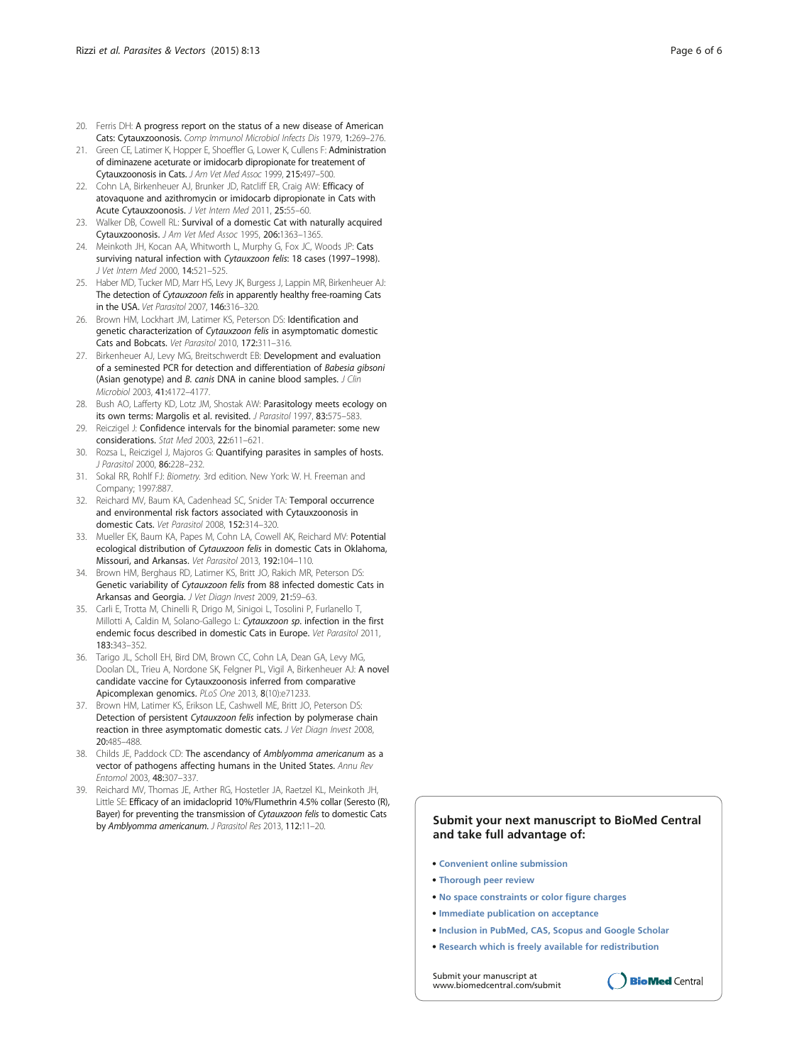20. Ferris DH: A progress report on the status of a new disease of American Cats: Cytauxzoonosis. *Comp Immunol Microbiol Infects Dis* 1979, **1**:269–276.
21. Green CE, Latimer K, Hopper E, Shoeffler G, Lower K, Cullens F: Administration of diminazene aceturate or imidocarb dipropionate for treatement of Cytauxzoonosis in Cats. *J Am Vet Med Assoc* 1999, **215**:497–500.
22. Cohn LA, Birkenheuer AJ, Brunker JD, Ratcliff ER, Craig AW: Efficacy of atovaquone and azithromycin or imidocarb dipropionate in Cats with Acute Cytauxzoonosis. *J Vet Intern Med* 2011, **25**:55–60.
23. Walker DB, Cowell RL: Survival of a domestic Cat with naturally acquired Cytauxzoonosis. *J Am Vet Med Assoc* 1995, **206**:1363–1365.
24. Meinkoth JH, Kocan AA, Whitworth L, Murphy G, Fox JC, Woods JP: Cats surviving natural infection with *Cytauxzoon felis*: 18 cases (1997–1998). *J Vet Intern Med* 2000, **14**:521–525.
25. Haber MD, Tucker MD, Marr HS, Levy JK, Burgess J, Lappin MR, Birkenheuer AJ: The detection of *Cytauxzoon felis* in apparently healthy free-roaming Cats in the USA. *Vet Parasitol* 2007, **146**:316–320.
26. Brown HM, Lockhart JM, Latimer KS, Peterson DS: Identification and genetic characterization of *Cytauxzoon felis* in asymptomatic domestic Cats and Bobcats. *Vet Parasitol* 2010, **172**:311–316.
27. Birkenheuer AJ, Levy MG, Breitschwerdt EB: Development and evaluation of a seminested PCR for detection and differentiation of *Babesia gibsoni* (Asian genotype) and *B. canis* DNA in canine blood samples. *J Clin Microbiol* 2003, **41**:4172–4177.
28. Bush AO, Lafferty KD, Lotz JM, Shostak AW: Parasitology meets ecology on its own terms: Margolis et al. revisited. *J Parasitol* 1997, **83**:575–583.
29. Reiczigel J: Confidence intervals for the binomial parameter: some new considerations. *Stat Med* 2003, **22**:611–621.
30. Rozsa L, Reiczigel J, Majoros G: Quantifying parasites in samples of hosts. *J Parasitol* 2000, **86**:228–232.
31. Sokal RR, Rohlf FJ: *Biometry.* 3rd edition. New York: W. H. Freeman and Company; 1997:887.
32. Reichard MV, Baum KA, Cadenhead SC, Snider TA: Temporal occurrence and environmental risk factors associated with Cytauxzoonosis in domestic Cats. *Vet Parasitol* 2008, **152**:314–320.
33. Mueller EK, Baum KA, Papes M, Cohn LA, Cowell AK, Reichard MV: Potential ecological distribution of *Cytauxzoon felis* in domestic Cats in Oklahoma, Missouri, and Arkansas. *Vet Parasitol* 2013, **192**:104–110.
34. Brown HM, Berghaus RD, Latimer KS, Britt JO, Rakich MR, Peterson DS: Genetic variability of *Cytauxzoon felis* from 88 infected domestic Cats in Arkansas and Georgia. *J Vet Diagn Invest* 2009, **21**:59–63.
35. Carli E, Trotta M, Chinelli R, Drigo M, Sinigoi L, Tosolini P, Furlanello T, Millotti A, Caldin M, Solano-Gallego L: *Cytauxzoon sp.* infection in the first endemic focus described in domestic Cats in Europe. *Vet Parasitol* 2011, **183**:343–352.
36. Tarigo JL, Scholl EH, Bird DM, Brown CC, Cohn LA, Dean GA, Levy MG, Doolan DL, Trieu A, Nordone SK, Felgner PL, Vigil A, Birkenheuer AJ: A novel candidate vaccine for Cytauxzoonosis inferred from comparative Apicomplexan genomics. *PLoS One* 2013, **8**(10):e71233.
37. Brown HM, Latimer KS, Erikson LE, Cashwell ME, Britt JO, Peterson DS: Detection of persistent *Cytauxzoon felis* infection by polymerase chain reaction in three asymptomatic domestic cats. *J Vet Diagn Invest* 2008, **20**:485–488.
38. Childs JE, Paddock CD: The ascendancy of *Amblyomma americanum* as a vector of pathogens affecting humans in the United States. *Annu Rev Entomol* 2003, **48**:307–337.
39. Reichard MV, Thomas JE, Arther RG, Hostetler JA, Raetzel KL, Meinkoth JH, Little SE: Efficacy of an imidacloprid 10%/Flumethrin 4.5% collar (Seresto (R), Bayer) for preventing the transmission of *Cytauxzoon felis* to domestic Cats by *Amblyomma americanum*. *J Parasitol Res* 2013, **112**:11–20.

**Submit your next manuscript to BioMed Central and take full advantage of:**

- **Convenient online submission**
- **Thorough peer review**
- **No space constraints or color figure charges**
- **Immediate publication on acceptance**
- **Inclusion in PubMed, CAS, Scopus and Google Scholar**
- **Research which is freely available for redistribution**

Submit your manuscript at
www.biomedcentral.com/submit

BioMed Central